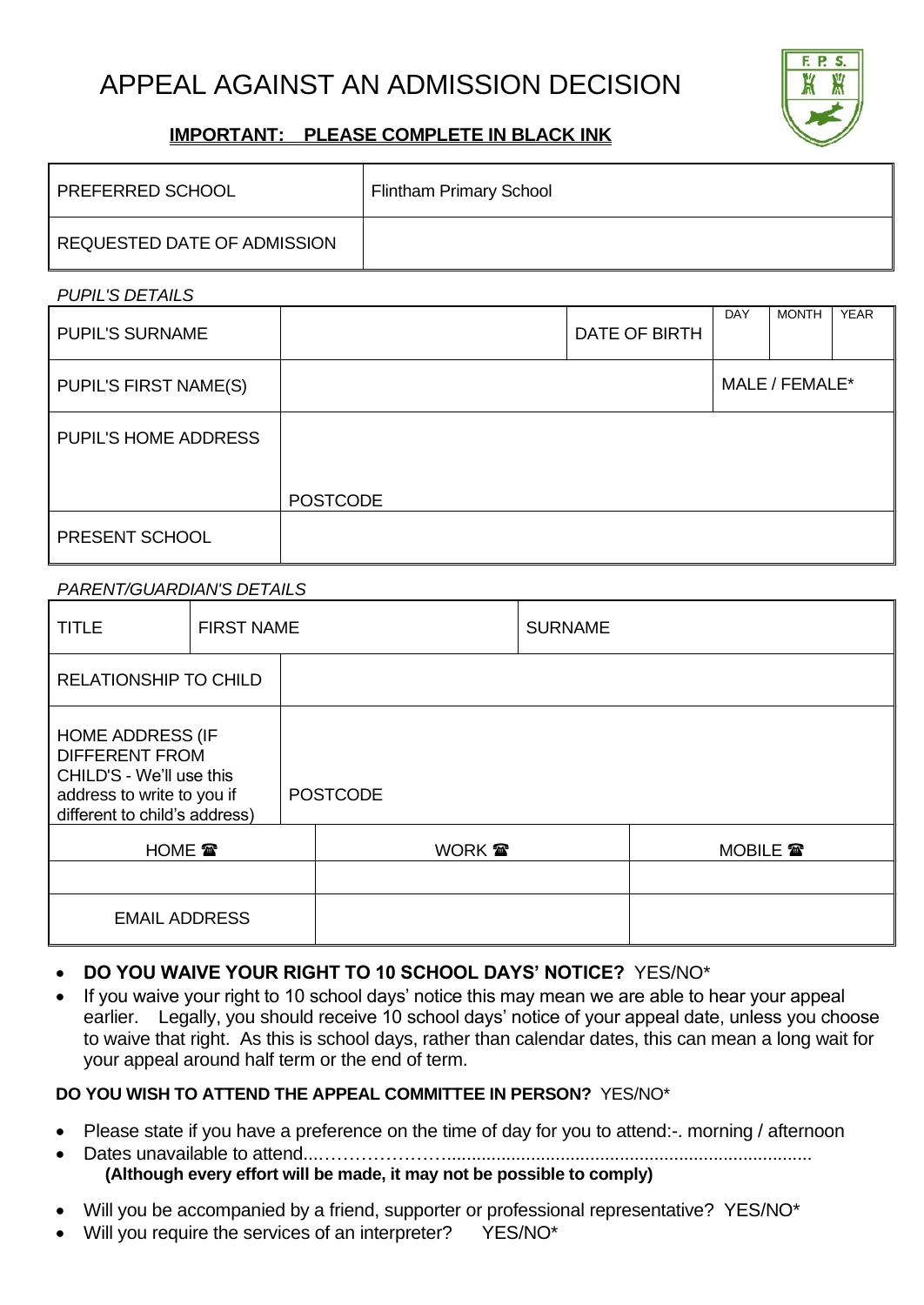# APPEAL AGAINST AN ADMISSION DECISION

**IMPORTANT: PLEASE COMPLETE IN BLACK INK**

| | |
|---|---|
| PREFERRED SCHOOL | Flintham Primary School |
| REQUESTED DATE OF ADMISSION | |

*PUPIL'S DETAILS*

| | | | | | |
|---|---|---|---|---|---|
| PUPIL'S SURNAME | | DATE OF BIRTH | DAY | MONTH | YEAR |
| PUPIL'S FIRST NAME(S) | | | MALE / FEMALE* | | |
| PUPIL'S HOME ADDRESS | POSTCODE | | | | |
| PRESENT SCHOOL | | | | | |

*PARENT/GUARDIAN'S DETAILS*

| | | |
|---|---|---|
| TITLE | FIRST NAME | SURNAME |
| RELATIONSHIP TO CHILD | | |
| HOME ADDRESS (IF DIFFERENT FROM CHILD'S - We'll use this address to write to you if different to child's address) | POSTCODE | |
| HOME ☎ | WORK ☎ | MOBILE ☎ |
| | | |
| EMAIL ADDRESS | | |

- **DO YOU WAIVE YOUR RIGHT TO 10 SCHOOL DAYS' NOTICE?** YES/NO*
- If you waive your right to 10 school days' notice this may mean we are able to hear your appeal earlier. Legally, you should receive 10 school days' notice of your appeal date, unless you choose to waive that right. As this is school days, rather than calendar dates, this can mean a long wait for your appeal around half term or the end of term.

**DO YOU WISH TO ATTEND THE APPEAL COMMITTEE IN PERSON?** YES/NO*

- Please state if you have a preference on the time of day for you to attend:-. morning / afternoon
- Dates unavailable to attend...………………….........................................................................
  **(Although every effort will be made, it may not be possible to comply)**

- Will you be accompanied by a friend, supporter or professional representative? YES/NO*
- Will you require the services of an interpreter? YES/NO*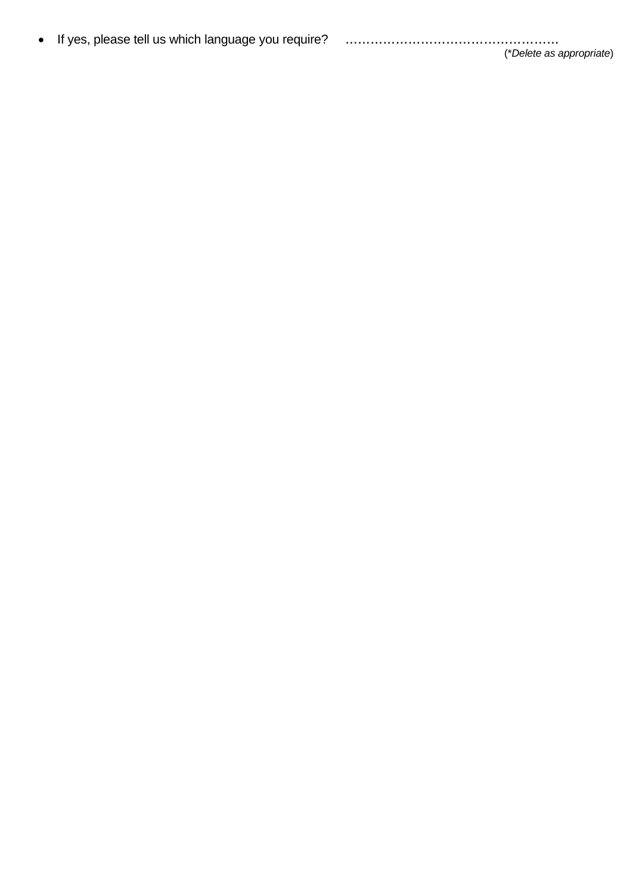- If yes, please tell us which language you require? ……………………………………………

(**Delete as appropriate*)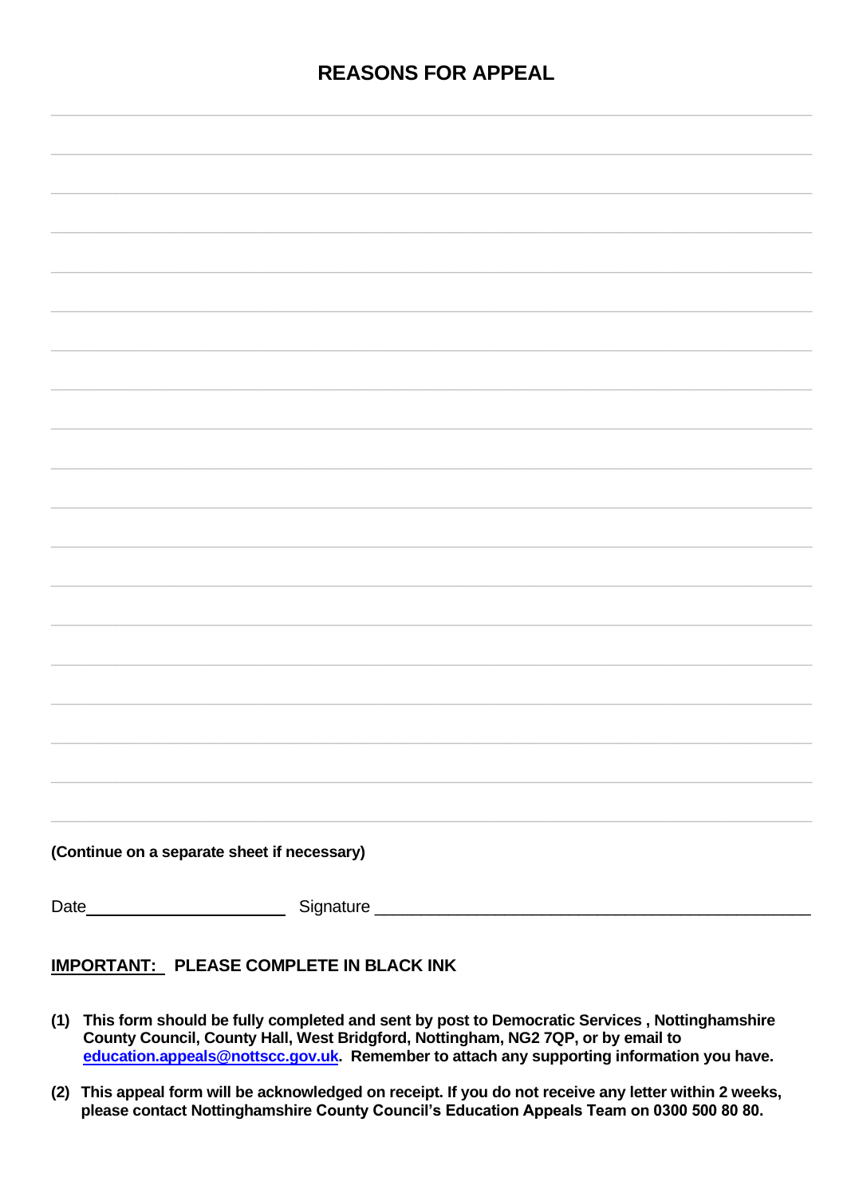# REASONS FOR APPEAL

**(Continue on a separate sheet if necessary)**

Date\_\_\_\_\_\_\_\_\_\_\_\_\_\_\_\_\_\_\_\_ Signature \_\_\_\_\_\_\_\_\_\_\_\_\_\_\_\_\_\_\_\_\_\_\_\_\_\_\_\_\_\_\_\_\_\_\_\_\_\_\_\_

**IMPORTANT: PLEASE COMPLETE IN BLACK INK**

**(1) This form should be fully completed and sent by post to Democratic Services , Nottinghamshire County Council, County Hall, West Bridgford, Nottingham, NG2 7QP, or by email to education.appeals@nottscc.gov.uk. Remember to attach any supporting information you have.**

**(2) This appeal form will be acknowledged on receipt. If you do not receive any letter within 2 weeks, please contact Nottinghamshire County Council's Education Appeals Team on 0300 500 80 80.**